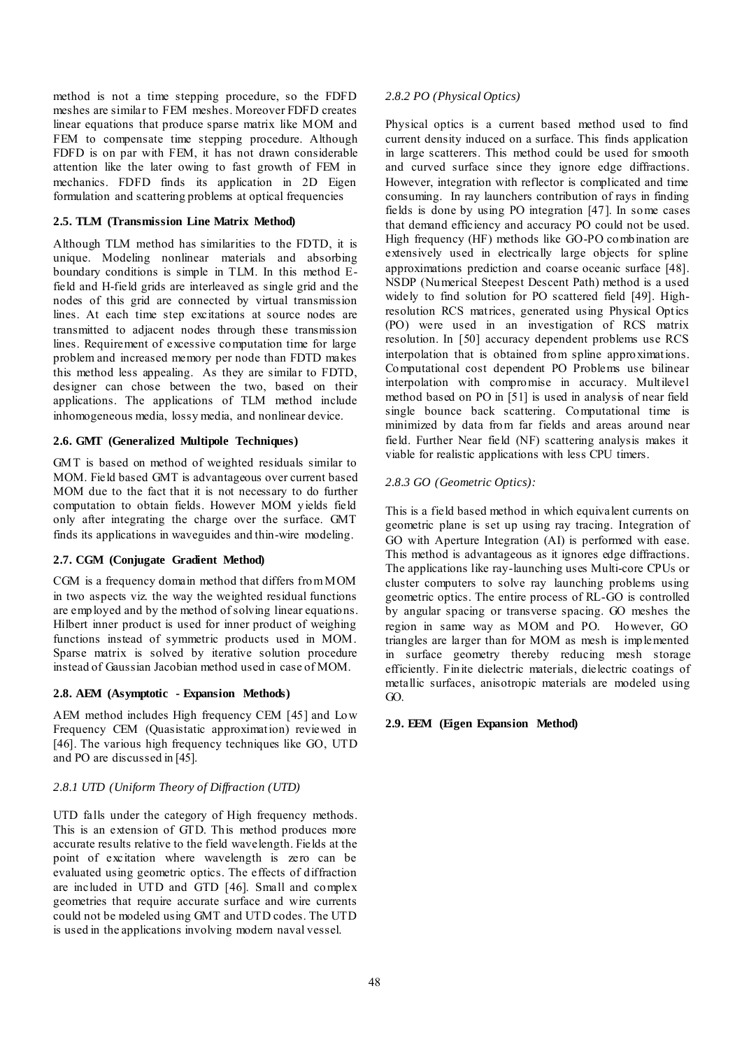method is not a time stepping procedure, so the FDFD meshes are similar to FEM meshes. Moreover FDFD creates linear equations that produce sparse matrix like MOM and FEM to compensate time stepping procedure. Although FDFD is on par with FEM, it has not drawn considerable attention like the later owing to fast growth of FEM in mechanics. FDFD finds its application in 2D Eigen formulation and scattering problems at optical frequencies

### 2.5. TLM (Transmission Line Matrix Method)

Although TLM method has similarities to the FDTD, it is unique. Modeling nonlinear materials and absorbing boundary conditions is simple in TLM. In this method E-field and H-field grids are interleaved as single grid and the nodes of this grid are connected by virtual transmission lines. At each time step excitations at source nodes are transmitted to adjacent nodes through these transmission lines. Requirement of excessive computation time for large problem and increased memory per node than FDTD makes this method less appealing. As they are similar to FDTD, designer can chose between the two, based on their applications. The applications of TLM method include inhomogeneous media, lossy media, and nonlinear device.

### 2.6. GMT (Generalized Multipole Techniques)

GMT is based on method of weighted residuals similar to MOM. Field based GMT is advantageous over current based MOM due to the fact that it is not necessary to do further computation to obtain fields. However MOM yields field only after integrating the charge over the surface. GMT finds its applications in waveguides and thin-wire modeling.

### 2.7. CGM (Conjugate Gradient Method)

CGM is a frequency domain method that differs from MOM in two aspects viz. the way the weighted residual functions are employed and by the method of solving linear equations. Hilbert inner product is used for inner product of weighing functions instead of symmetric products used in MOM. Sparse matrix is solved by iterative solution procedure instead of Gaussian Jacobian method used in case of MOM.

### 2.8. AEM (Asymptotic - Expansion Methods)

AEM method includes High frequency CEM [45] and Low Frequency CEM (Quasistatic approximation) reviewed in [46]. The various high frequency techniques like GO, UTD and PO are discussed in [45].

#### *2.8.1 UTD (Uniform Theory of Diffraction (UTD)*

UTD falls under the category of High frequency methods. This is an extension of GTD. This method produces more accurate results relative to the field wavelength. Fields at the point of excitation where wavelength is zero can be evaluated using geometric optics. The effects of diffraction are included in UTD and GTD [46]. Small and complex geometries that require accurate surface and wire currents could not be modeled using GMT and UTD codes. The UTD is used in the applications involving modern naval vessel.

#### *2.8.2 PO (Physical Optics)*

Physical optics is a current based method used to find current density induced on a surface. This finds application in large scatterers. This method could be used for smooth and curved surface since they ignore edge diffractions. However, integration with reflector is complicated and time consuming. In ray launchers contribution of rays in finding fields is done by using PO integration [47]. In some cases that demand efficiency and accuracy PO could not be used. High frequency (HF) methods like GO-PO combination are extensively used in electrically large objects for spline approximations prediction and coarse oceanic surface [48]. NSDP (Numerical Steepest Descent Path) method is a used widely to find solution for PO scattered field [49]. High-resolution RCS matrices, generated using Physical Optics (PO) were used in an investigation of RCS matrix resolution. In [50] accuracy dependent problems use RCS interpolation that is obtained from spline approximations. Computational cost dependent PO Problems use bilinear interpolation with compromise in accuracy. Multilevel method based on PO in [51] is used in analysis of near field single bounce back scattering. Computational time is minimized by data from far fields and areas around near field. Further Near field (NF) scattering analysis makes it viable for realistic applications with less CPU timers.

#### *2.8.3 GO (Geometric Optics):*

This is a field based method in which equivalent currents on geometric plane is set up using ray tracing. Integration of GO with Aperture Integration (AI) is performed with ease. This method is advantageous as it ignores edge diffractions. The applications like ray-launching uses Multi-core CPUs or cluster computers to solve ray launching problems using geometric optics. The entire process of RL-GO is controlled by angular spacing or transverse spacing. GO meshes the region in same way as MOM and PO. However, GO triangles are larger than for MOM as mesh is implemented in surface geometry thereby reducing mesh storage efficiently. Finite dielectric materials, dielectric coatings of metallic surfaces, anisotropic materials are modeled using GO.

### 2.9. EEM (Eigen Expansion Method)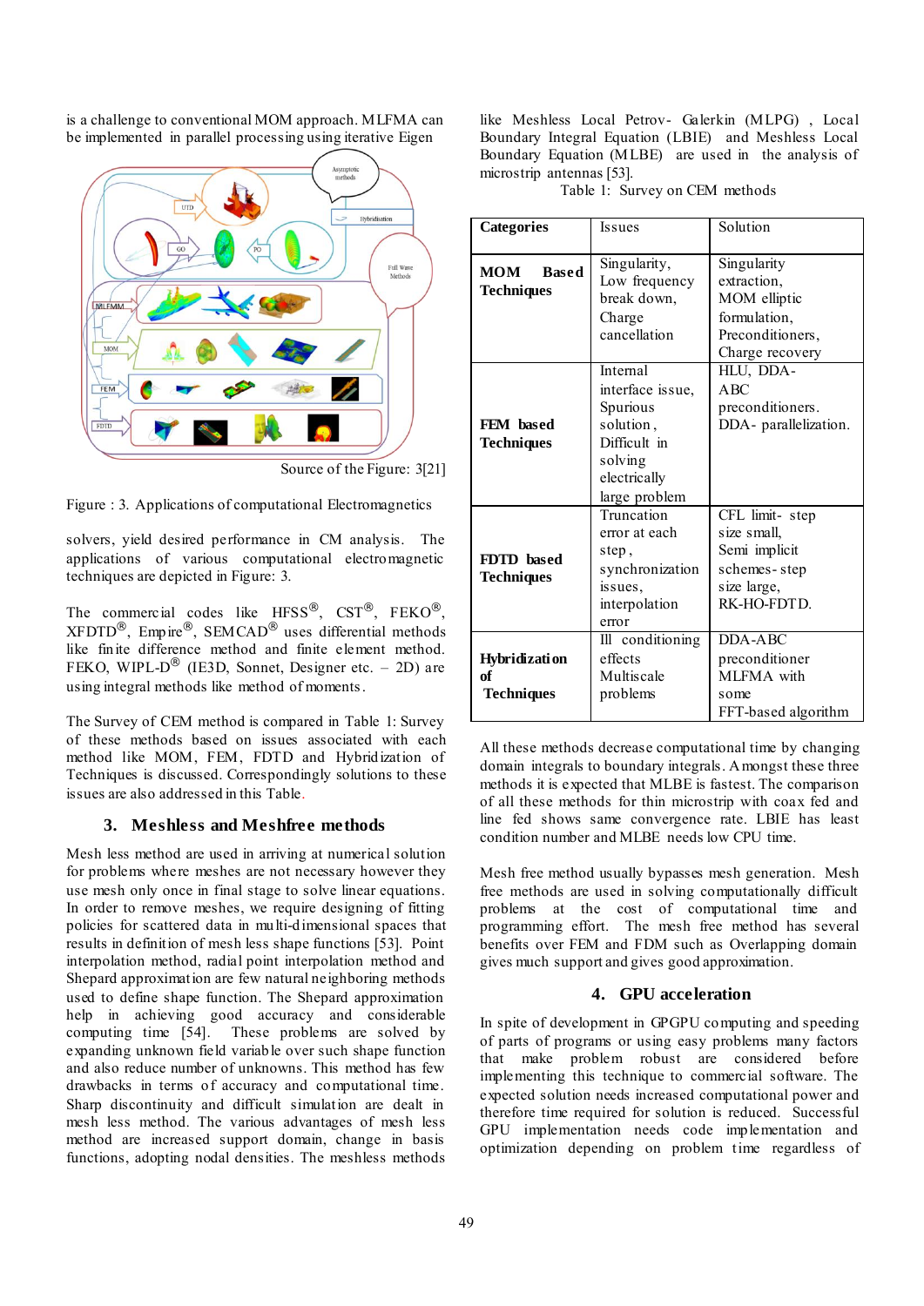is a challenge to conventional MOM approach. MLFMA can be implemented in parallel processing using iterative Eigen

Source of the Figure: 3[21]

Figure : 3. Applications of computational Electromagnetics

solvers, yield desired performance in CM analysis. The applications of various computational electromagnetic techniques are depicted in Figure: 3.

The commercial codes like HFSS®, CST®, FEKO®, XFDTD®, Empire®, SEMCAD® uses differential methods like finite difference method and finite element method. FEKO, WIPL-D® (IE3D, Sonnet, Designer etc. – 2D) are using integral methods like method of moments.

The Survey of CEM method is compared in Table 1: Survey of these methods based on issues associated with each method like MOM, FEM, FDTD and Hybridization of Techniques is discussed. Correspondingly solutions to these issues are also addressed in this Table.

## 3. Meshless and Meshfree methods

Mesh less method are used in arriving at numerical solution for problems where meshes are not necessary however they use mesh only once in final stage to solve linear equations. In order to remove meshes, we require designing of fitting policies for scattered data in multi-dimensional spaces that results in definition of mesh less shape functions [53]. Point interpolation method, radial point interpolation method and Shepard approximation are few natural neighboring methods used to define shape function. The Shepard approximation help in achieving good accuracy and considerable computing time [54]. These problems are solved by expanding unknown field variable over such shape function and also reduce number of unknowns. This method has few drawbacks in terms of accuracy and computational time. Sharp discontinuity and difficult simulation are dealt in mesh less method. The various advantages of mesh less method are increased support domain, change in basis functions, adopting nodal densities. The meshless methods like Meshless Local Petrov- Galerkin (MLPG) , Local Boundary Integral Equation (LBIE) and Meshless Local Boundary Equation (MLBE) are used in the analysis of microstrip antennas [53].

Table 1: Survey on CEM methods

| Categories | Issues | Solution |
|---|---|---|
| **MOM Based Techniques** | Singularity, Low frequency break down, Charge cancellation | Singularity extraction, MOM elliptic formulation, Preconditioners, Charge recovery |
| **FEM based Techniques** | Internal interface issue, Spurious solution , Difficult in solving electrically large problem | HLU, DDA-ABC preconditioners. DDA- parallelization. |
| **FDTD based Techniques** | Truncation error at each step , synchronization issues, interpolation error | CFL limit- step size small, Semi implicit schemes- step size large, RK-HO-FDTD. |
| **Hybridization of Techniques** | Ill conditioning effects Multiscale problems | DDA-ABC preconditioner MLFMA with some FFT-based algorithm |

All these methods decrease computational time by changing domain integrals to boundary integrals. Amongst these three methods it is expected that MLBE is fastest. The comparison of all these methods for thin microstrip with coax fed and line fed shows same convergence rate. LBIE has least condition number and MLBE needs low CPU time.

Mesh free method usually bypasses mesh generation. Mesh free methods are used in solving computationally difficult problems at the cost of computational time and programming effort. The mesh free method has several benefits over FEM and FDM such as Overlapping domain gives much support and gives good approximation.

## 4. GPU acceleration

In spite of development in GPGPU computing and speeding of parts of programs or using easy problems many factors that make problem robust are considered before implementing this technique to commercial software. The expected solution needs increased computational power and therefore time required for solution is reduced. Successful GPU implementation needs code implementation and optimization depending on problem time regardless of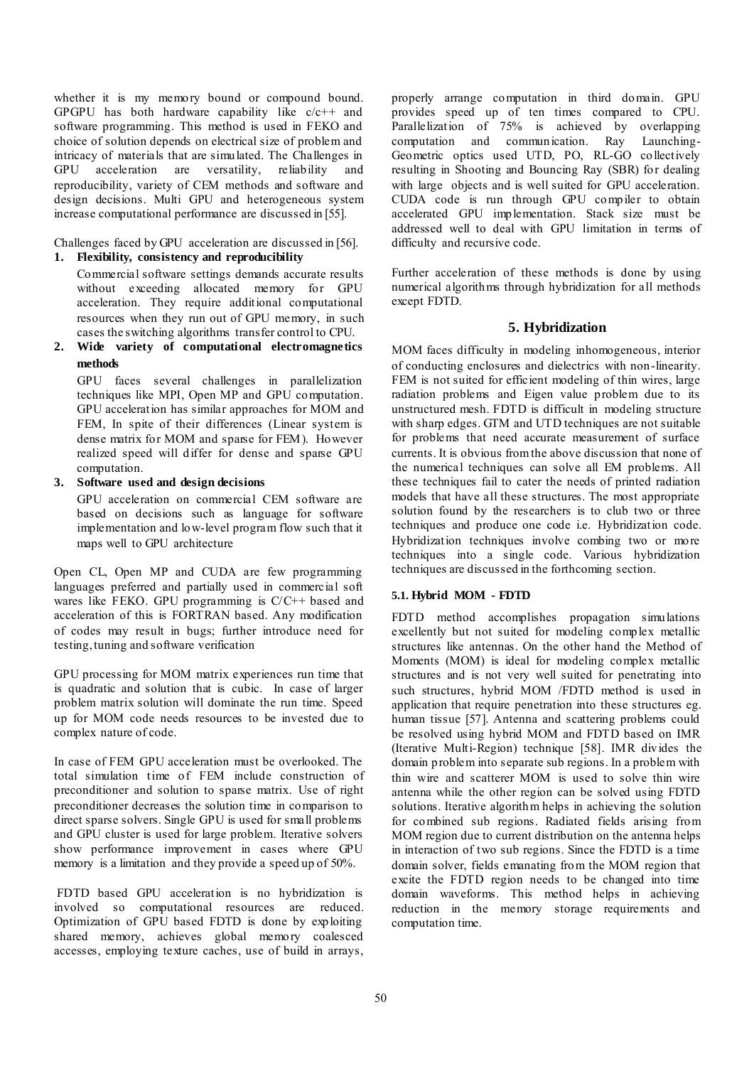whether it is my memory bound or compound bound. GPGPU has both hardware capability like c/c++ and software programming. This method is used in FEKO and choice of solution depends on electrical size of problem and intricacy of materials that are simulated. The Challenges in GPU acceleration are versatility, reliability and reproducibility, variety of CEM methods and software and design decisions. Multi GPU and heterogeneous system increase computational performance are discussed in [55].

Challenges faced by GPU acceleration are discussed in [56].

1. **Flexibility, consistency and reproducibility**

   Commercial software settings demands accurate results without exceeding allocated memory for GPU acceleration. They require additional computational resources when they run out of GPU memory, in such cases the switching algorithms transfer control to CPU.

2. **Wide variety of computational electromagnetics methods**

   GPU faces several challenges in parallelization techniques like MPI, Open MP and GPU computation. GPU acceleration has similar approaches for MOM and FEM, In spite of their differences (Linear system is dense matrix for MOM and sparse for FEM). However realized speed will differ for dense and sparse GPU computation.

3. **Software used and design decisions**

   GPU acceleration on commercial CEM software are based on decisions such as language for software implementation and low-level program flow such that it maps well to GPU architecture

Open CL, Open MP and CUDA are few programming languages preferred and partially used in commercial soft wares like FEKO. GPU programming is C/C++ based and acceleration of this is FORTRAN based. Any modification of codes may result in bugs; further introduce need for testing, tuning and software verification

GPU processing for MOM matrix experiences run time that is quadratic and solution that is cubic. In case of larger problem matrix solution will dominate the run time. Speed up for MOM code needs resources to be invested due to complex nature of code.

In case of FEM GPU acceleration must be overlooked. The total simulation time of FEM include construction of preconditioner and solution to sparse matrix. Use of right preconditioner decreases the solution time in comparison to direct sparse solvers. Single GPU is used for small problems and GPU cluster is used for large problem. Iterative solvers show performance improvement in cases where GPU memory is a limitation and they provide a speed up of 50%.

FDTD based GPU acceleration is no hybridization is involved so computational resources are reduced. Optimization of GPU based FDTD is done by exploiting shared memory, achieves global memory coalesced accesses, employing texture caches, use of build in arrays, properly arrange computation in third domain. GPU provides speed up of ten times compared to CPU. Parallelization of 75% is achieved by overlapping computation and communication. Ray Launching-Geometric optics used UTD, PO, RL-GO collectively resulting in Shooting and Bouncing Ray (SBR) for dealing with large objects and is well suited for GPU acceleration. CUDA code is run through GPU compiler to obtain accelerated GPU implementation. Stack size must be addressed well to deal with GPU limitation in terms of difficulty and recursive code.

Further acceleration of these methods is done by using numerical algorithms through hybridization for all methods except FDTD.

## 5. Hybridization

MOM faces difficulty in modeling inhomogeneous, interior of conducting enclosures and dielectrics with non-linearity. FEM is not suited for efficient modeling of thin wires, large radiation problems and Eigen value problem due to its unstructured mesh. FDTD is difficult in modeling structure with sharp edges. GTM and UTD techniques are not suitable for problems that need accurate measurement of surface currents. It is obvious from the above discussion that none of the numerical techniques can solve all EM problems. All these techniques fail to cater the needs of printed radiation models that have all these structures. The most appropriate solution found by the researchers is to club two or three techniques and produce one code i.e. Hybridization code. Hybridization techniques involve combing two or more techniques into a single code. Various hybridization techniques are discussed in the forthcoming section.

### 5.1. Hybrid MOM - FDTD

FDTD method accomplishes propagation simulations excellently but not suited for modeling complex metallic structures like antennas. On the other hand the Method of Moments (MOM) is ideal for modeling complex metallic structures and is not very well suited for penetrating into such structures, hybrid MOM /FDTD method is used in application that require penetration into these structures eg. human tissue [57]. Antenna and scattering problems could be resolved using hybrid MOM and FDTD based on IMR (Iterative Multi-Region) technique [58]. IMR divides the domain problem into separate sub regions. In a problem with thin wire and scatterer MOM is used to solve thin wire antenna while the other region can be solved using FDTD solutions. Iterative algorithm helps in achieving the solution for combined sub regions. Radiated fields arising from MOM region due to current distribution on the antenna helps in interaction of two sub regions. Since the FDTD is a time domain solver, fields emanating from the MOM region that excite the FDTD region needs to be changed into time domain waveforms. This method helps in achieving reduction in the memory storage requirements and computation time.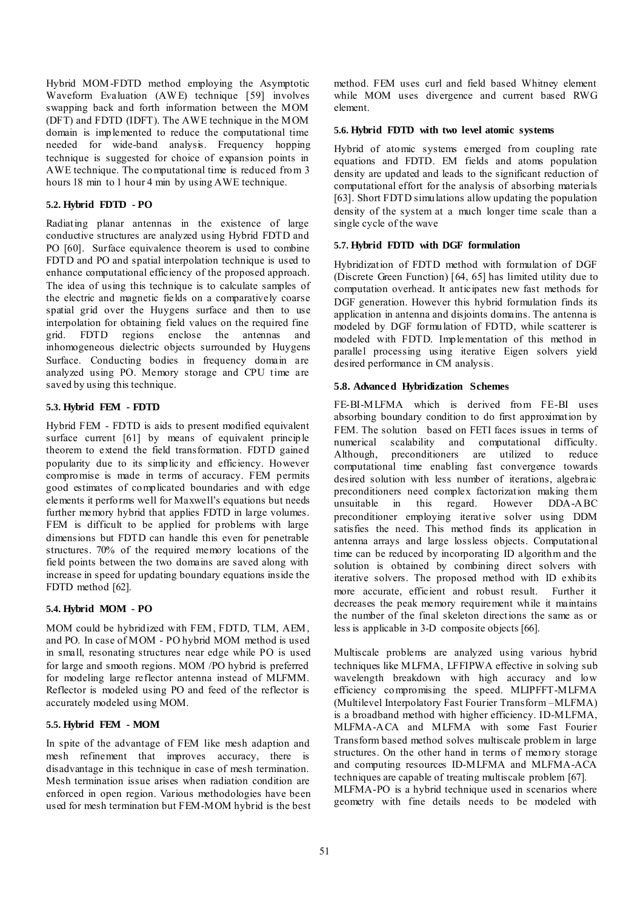Hybrid MOM-FDTD method employing the Asymptotic Waveform Evaluation (AWE) technique [59] involves swapping back and forth information between the MOM (DFT) and FDTD (IDFT). The AWE technique in the MOM domain is implemented to reduce the computational time needed for wide-band analysis. Frequency hopping technique is suggested for choice of expansion points in AWE technique. The computational time is reduced from 3 hours 18 min to 1 hour 4 min by using AWE technique.

### 5.2. Hybrid FDTD - PO

Radiating planar antennas in the existence of large conductive structures are analyzed using Hybrid FDTD and PO [60]. Surface equivalence theorem is used to combine FDTD and PO and spatial interpolation technique is used to enhance computational efficiency of the proposed approach. The idea of using this technique is to calculate samples of the electric and magnetic fields on a comparatively coarse spatial grid over the Huygens surface and then to use interpolation for obtaining field values on the required fine grid. FDTD regions enclose the antennas and inhomogeneous dielectric objects surrounded by Huygens Surface. Conducting bodies in frequency domain are analyzed using PO. Memory storage and CPU time are saved by using this technique.

### 5.3. Hybrid FEM - FDTD

Hybrid FEM - FDTD is aids to present modified equivalent surface current [61] by means of equivalent principle theorem to extend the field transformation. FDTD gained popularity due to its simplicity and efficiency. However compromise is made in terms of accuracy. FEM permits good estimates of complicated boundaries and with edge elements it performs well for Maxwell's equations but needs further memory hybrid that applies FDTD in large volumes. FEM is difficult to be applied for problems with large dimensions but FDTD can handle this even for penetrable structures. 70% of the required memory locations of the field points between the two domains are saved along with increase in speed for updating boundary equations inside the FDTD method [62].

### 5.4. Hybrid MOM - PO

MOM could be hybridized with FEM, FDTD, TLM, AEM, and PO. In case of MOM - PO hybrid MOM method is used in small, resonating structures near edge while PO is used for large and smooth regions. MOM /PO hybrid is preferred for modeling large reflector antenna instead of MLFMM. Reflector is modeled using PO and feed of the reflector is accurately modeled using MOM.

### 5.5. Hybrid FEM - MOM

In spite of the advantage of FEM like mesh adaption and mesh refinement that improves accuracy, there is disadvantage in this technique in case of mesh termination. Mesh termination issue arises when radiation condition are enforced in open region. Various methodologies have been used for mesh termination but FEM-MOM hybrid is the best method. FEM uses curl and field based Whitney element while MOM uses divergence and current based RWG element.

### 5.6. Hybrid FDTD with two level atomic systems

Hybrid of atomic systems emerged from coupling rate equations and FDTD. EM fields and atoms population density are updated and leads to the significant reduction of computational effort for the analysis of absorbing materials [63]. Short FDTD simulations allow updating the population density of the system at a much longer time scale than a single cycle of the wave

### 5.7. Hybrid FDTD with DGF formulation

Hybridization of FDTD method with formulation of DGF (Discrete Green Function) [64, 65] has limited utility due to computation overhead. It anticipates new fast methods for DGF generation. However this hybrid formulation finds its application in antenna and disjoints domains. The antenna is modeled by DGF formulation of FDTD, while scatterer is modeled with FDTD. Implementation of this method in parallel processing using iterative Eigen solvers yield desired performance in CM analysis.

### 5.8. Advanced Hybridization Schemes

FE-BI-MLFMA which is derived from FE-BI uses absorbing boundary condition to do first approximation by FEM. The solution based on FETI faces issues in terms of numerical scalability and computational difficulty. Although, preconditioners are utilized to reduce computational time enabling fast convergence towards desired solution with less number of iterations, algebraic preconditioners need complex factorization making them unsuitable in this regard. However DDA-ABC preconditioner employing iterative solver using DDM satisfies the need. This method finds its application in antenna arrays and large lossless objects. Computational time can be reduced by incorporating ID algorithm and the solution is obtained by combining direct solvers with iterative solvers. The proposed method with ID exhibits more accurate, efficient and robust result. Further it decreases the peak memory requirement while it maintains the number of the final skeleton directions the same as or less is applicable in 3-D composite objects [66].

Multiscale problems are analyzed using various hybrid techniques like MLFMA, LFFIPWA effective in solving sub wavelength breakdown with high accuracy and low efficiency compromising the speed. MLIPFFT-MLFMA (Multilevel Interpolatory Fast Fourier Transform –MLFMA) is a broadband method with higher efficiency. ID-MLFMA, MLFMA-ACA and MLFMA with some Fast Fourier Transform based method solves multiscale problem in large structures. On the other hand in terms of memory storage and computing resources ID-MLFMA and MLFMA-ACA techniques are capable of treating multiscale problem [67].
MLFMA-PO is a hybrid technique used in scenarios where geometry with fine details needs to be modeled with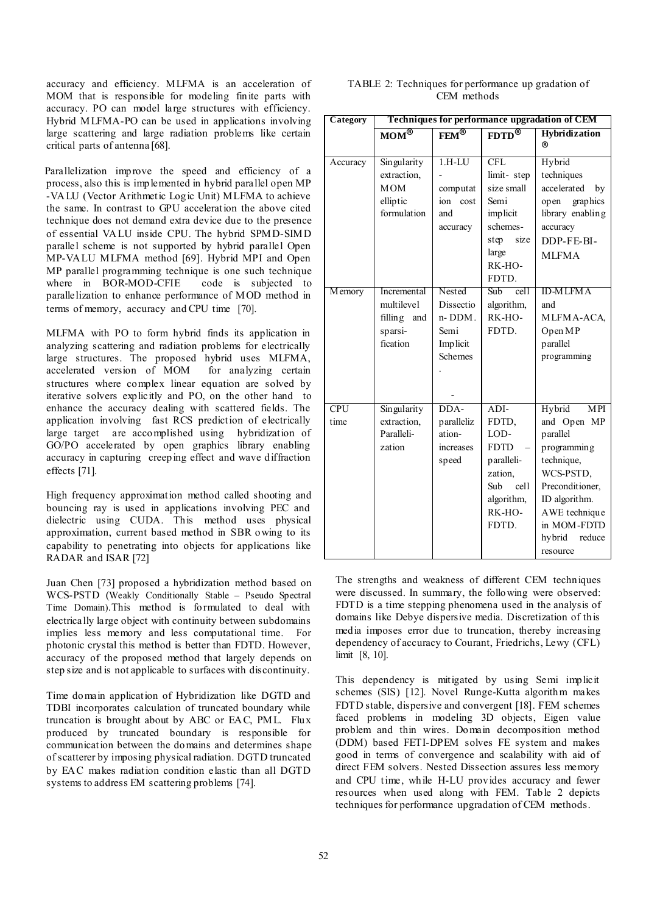accuracy and efficiency. MLFMA is an acceleration of MOM that is responsible for modeling finite parts with accuracy. PO can model large structures with efficiency. Hybrid MLFMA-PO can be used in applications involving large scattering and large radiation problems like certain critical parts of antenna [68].

Parallelization improve the speed and efficiency of a process, also this is implemented in hybrid parallel open MP -VALU (Vector Arithmetic Logic Unit) MLFMA to achieve the same. In contrast to GPU acceleration the above cited technique does not demand extra device due to the presence of essential VALU inside CPU. The hybrid SPMD-SIMD parallel scheme is not supported by hybrid parallel Open MP-VALU MLFMA method [69]. Hybrid MPI and Open MP parallel programming technique is one such technique where in BOR-MOD-CFIE code is subjected to parallelization to enhance performance of MOD method in terms of memory, accuracy and CPU time [70].

MLFMA with PO to form hybrid finds its application in analyzing scattering and radiation problems for electrically large structures. The proposed hybrid uses MLFMA, accelerated version of MOM for analyzing certain structures where complex linear equation are solved by iterative solvers explicitly and PO, on the other hand to enhance the accuracy dealing with scattered fields. The application involving fast RCS prediction of electrically large target are accomplished using hybridization of GO/PO accelerated by open graphics library enabling accuracy in capturing creeping effect and wave diffraction effects [71].

High frequency approximation method called shooting and bouncing ray is used in applications involving PEC and dielectric using CUDA. This method uses physical approximation, current based method in SBR owing to its capability to penetrating into objects for applications like RADAR and ISAR [72]

Juan Chen [73] proposed a hybridization method based on WCS-PSTD (Weakly Conditionally Stable – Pseudo Spectral Time Domain).This method is formulated to deal with electrically large object with continuity between subdomains implies less memory and less computational time. For photonic crystal this method is better than FDTD. However, accuracy of the proposed method that largely depends on step size and is not applicable to surfaces with discontinuity.

Time domain application of Hybridization like DGTD and TDBI incorporates calculation of truncated boundary while truncation is brought about by ABC or EAC, PML. Flux produced by truncated boundary is responsible for communication between the domains and determines shape of scatterer by imposing physical radiation. DGTD truncated by EAC makes radiation condition elastic than all DGTD systems to address EM scattering problems [74].

TABLE 2: Techniques for performance up gradation of CEM methods

| Category | Techniques for performance upgradation of CEM | | | |
|---|---|---|---|---|
| | MOM® | FEM® | FDTD® | Hybridization ® |
| Accuracy | Singularity extraction, MOM elliptic formulation | 1.H-LU - computation cost and accuracy | CFL limit- step size small Semi implicit schemes- step size large RK-HO-FDTD. | Hybrid techniques accelerated by open graphics library enabling accuracy DDP-FE-BI-MLFMA |
| Memory | Incremental multilevel filling and sparsi-fication | Nested Dissection- DDM. Semi Implicit Schemes . - | Sub cell algorithm, RK-HO-FDTD. | ID-MLFMA and MLFMA-ACA, OpenMP parallel programming |
| CPU time | Singularity extraction, Paralleli-zation | DDA-parallelization-increases speed | ADI-FDTD, LOD-FDTD – paralleli-zation, Sub cell algorithm, RK-HO-FDTD. | Hybrid MPI and Open MP parallel programming technique, WCS-PSTD, Preconditioner, ID algorithm. AWE technique in MOM-FDTD hybrid reduce resource |

The strengths and weakness of different CEM techniques were discussed. In summary, the following were observed: FDTD is a time stepping phenomena used in the analysis of domains like Debye dispersive media. Discretization of this media imposes error due to truncation, thereby increasing dependency of accuracy to Courant, Friedrichs, Lewy (CFL) limit [8, 10].

This dependency is mitigated by using Semi implicit schemes (SIS) [12]. Novel Runge-Kutta algorithm makes FDTD stable, dispersive and convergent [18]. FEM schemes faced problems in modeling 3D objects, Eigen value problem and thin wires. Domain decomposition method (DDM) based FETI-DPEM solves FE system and makes good in terms of convergence and scalability with aid of direct FEM solvers. Nested Dissection assures less memory and CPU time, while H-LU provides accuracy and fewer resources when used along with FEM. Table 2 depicts techniques for performance upgradation of CEM methods.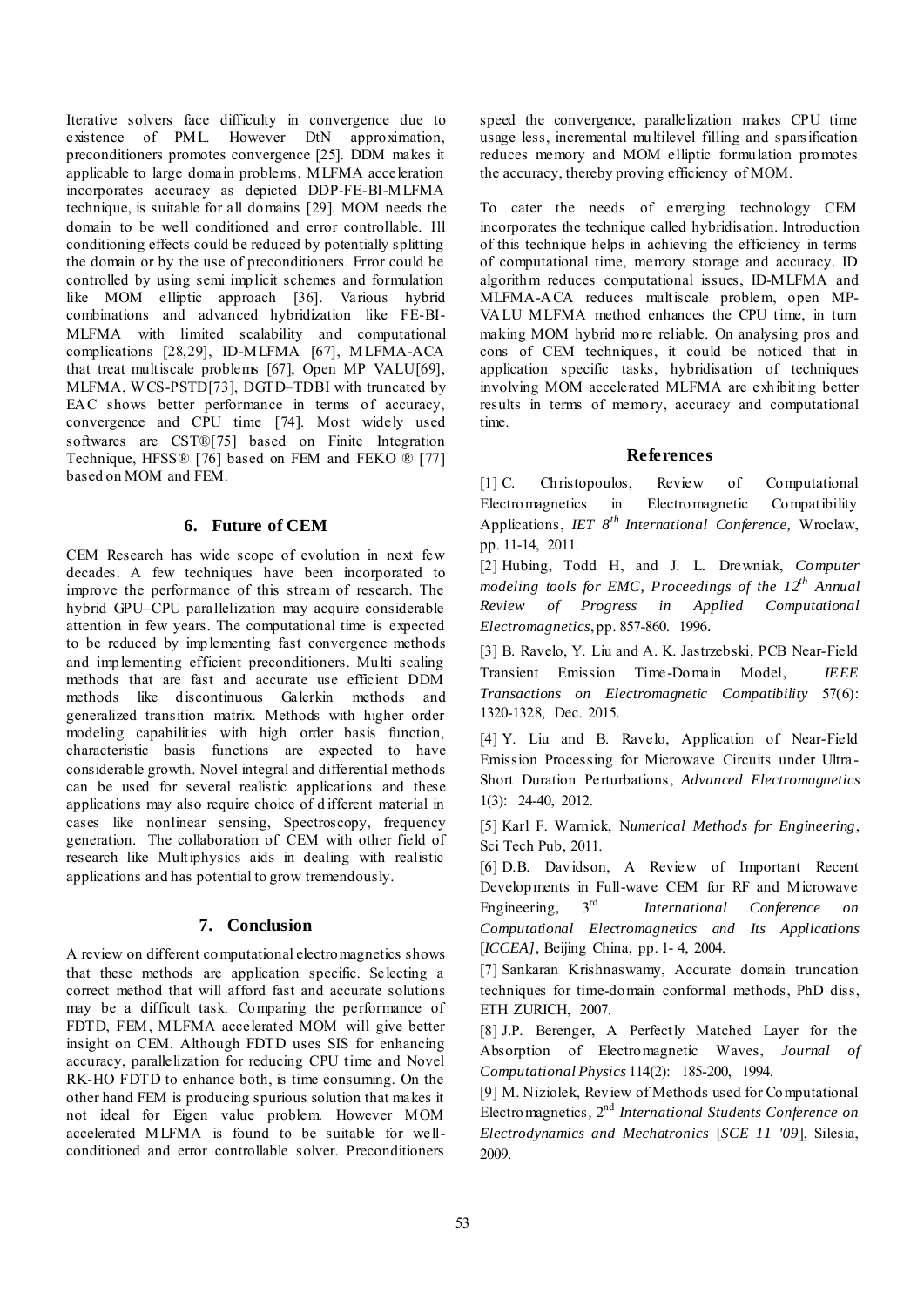Iterative solvers face difficulty in convergence due to existence of PML. However DtN approximation, preconditioners promotes convergence [25]. DDM makes it applicable to large domain problems. MLFMA acceleration incorporates accuracy as depicted DDP-FE-BI-MLFMA technique, is suitable for all domains [29]. MOM needs the domain to be well conditioned and error controllable. Ill conditioning effects could be reduced by potentially splitting the domain or by the use of preconditioners. Error could be controlled by using semi implicit schemes and formulation like MOM elliptic approach [36]. Various hybrid combinations and advanced hybridization like FE-BI-MLFMA with limited scalability and computational complications [28,29], ID-MLFMA [67], MLFMA-ACA that treat multiscale problems [67], Open MP VALU[69], MLFMA, WCS-PSTD[73], DGTD–TDBI with truncated by EAC shows better performance in terms of accuracy, convergence and CPU time [74]. Most widely used softwares are CST®[75] based on Finite Integration Technique, HFSS® [76] based on FEM and FEKO ® [77] based on MOM and FEM.

## 6. Future of CEM

CEM Research has wide scope of evolution in next few decades. A few techniques have been incorporated to improve the performance of this stream of research. The hybrid GPU–CPU parallelization may acquire considerable attention in few years. The computational time is expected to be reduced by implementing fast convergence methods and implementing efficient preconditioners. Multi scaling methods that are fast and accurate use efficient DDM methods like discontinuous Galerkin methods and generalized transition matrix. Methods with higher order modeling capabilities with high order basis function, characteristic basis functions are expected to have considerable growth. Novel integral and differential methods can be used for several realistic applications and these applications may also require choice of different material in cases like nonlinear sensing, Spectroscopy, frequency generation. The collaboration of CEM with other field of research like Multiphysics aids in dealing with realistic applications and has potential to grow tremendously.

## 7. Conclusion

A review on different computational electromagnetics shows that these methods are application specific. Selecting a correct method that will afford fast and accurate solutions may be a difficult task. Comparing the performance of FDTD, FEM, MLFMA accelerated MOM will give better insight on CEM. Although FDTD uses SIS for enhancing accuracy, parallelization for reducing CPU time and Novel RK-HO FDTD to enhance both, is time consuming. On the other hand FEM is producing spurious solution that makes it not ideal for Eigen value problem. However MOM accelerated MLFMA is found to be suitable for well-conditioned and error controllable solver. Preconditioners speed the convergence, parallelization makes CPU time usage less, incremental multilevel filling and sparsification reduces memory and MOM elliptic formulation promotes the accuracy, thereby proving efficiency of MOM.

To cater the needs of emerging technology CEM incorporates the technique called hybridisation. Introduction of this technique helps in achieving the efficiency in terms of computational time, memory storage and accuracy. ID algorithm reduces computational issues, ID-MLFMA and MLFMA-ACA reduces multiscale problem, open MP-VALU MLFMA method enhances the CPU time, in turn making MOM hybrid more reliable. On analysing pros and cons of CEM techniques, it could be noticed that in application specific tasks, hybridisation of techniques involving MOM accelerated MLFMA are exhibiting better results in terms of memory, accuracy and computational time.

## References

[1] C. Christopoulos, Review of Computational Electromagnetics in Electromagnetic Compatibility Applications, *IET 8th International Conference,* Wroclaw, pp. 11-14, 2011.

[2] Hubing, Todd H, and J. L. Drewniak, *Computer modeling tools for EMC, Proceedings of the 12th Annual Review of Progress in Applied Computational Electromagnetics*, pp. 857-860. 1996.

[3] B. Ravelo, Y. Liu and A. K. Jastrzebski, PCB Near-Field Transient Emission Time-Domain Model, *IEEE Transactions on Electromagnetic Compatibility* 57(6): 1320-1328, Dec. 2015.

[4] Y. Liu and B. Ravelo, Application of Near-Field Emission Processing for Microwave Circuits under Ultra-Short Duration Perturbations, *Advanced Electromagnetics* 1(3): 24-40, 2012.

[5] Karl F. Warnick, N*umerical Methods for Engineering*, Sci Tech Pub, 2011.

[6] D.B. Davidson, A Review of Important Recent Developments in Full-wave CEM for RF and Microwave Engineering, *3rd International Conference on Computational Electromagnetics and Its Applications* [*ICCEA]*, Beijing China, pp. 1- 4, 2004.

[7] Sankaran Krishnaswamy, Accurate domain truncation techniques for time-domain conformal methods, PhD diss, ETH ZURICH, 2007.

[8] J.P. Berenger, A Perfectly Matched Layer for the Absorption of Electromagnetic Waves, *Journal of Computational Physics* 114(2): 185-200, 1994.

[9] M. Niziolek, Review of Methods used for Computational Electromagnetics*, 2nd International Students Conference on Electrodynamics and Mechatronics* [*SCE 11 '09*], Silesia, 2009.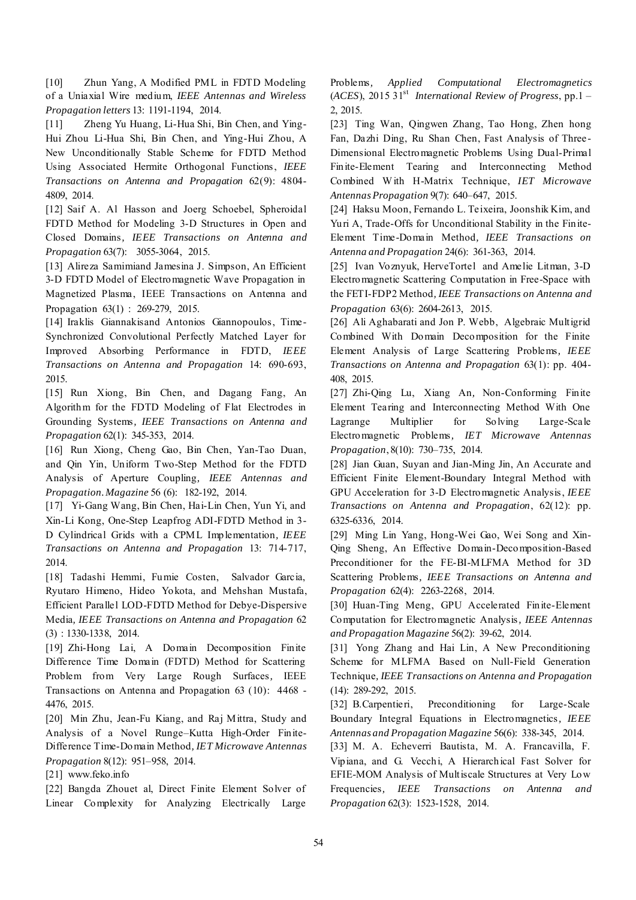[10] Zhun Yang, A Modified PML in FDTD Modeling of a Uniaxial Wire medium, *IEEE Antennas and Wireless Propagation letters* 13: 1191-1194, 2014.

[11] Zheng Yu Huang, Li-Hua Shi, Bin Chen, and Ying-Hui Zhou Li-Hua Shi, Bin Chen, and Ying-Hui Zhou, A New Unconditionally Stable Scheme for FDTD Method Using Associated Hermite Orthogonal Functions, *IEEE Transactions on Antenna and Propagation* 62(9): 4804-4809, 2014.

[12] Saif A. Al Hasson and Joerg Schoebel, Spheroidal FDTD Method for Modeling 3-D Structures in Open and Closed Domains, *IEEE Transactions on Antenna and Propagation* 63(7): 3055-3064, 2015.

[13] Alireza Samimiand Jamesina J. Simpson, An Efficient 3-D FDTD Model of Electromagnetic Wave Propagation in Magnetized Plasma, IEEE Transactions on Antenna and Propagation 63(1) : 269-279, 2015.

[14] Iraklis Giannakisand Antonios Giannopoulos, Time-Synchronized Convolutional Perfectly Matched Layer for Improved Absorbing Performance in FDTD, *IEEE Transactions on Antenna and Propagation* 14: 690-693, 2015.

[15] Run Xiong, Bin Chen, and Dagang Fang, An Algorithm for the FDTD Modeling of Flat Electrodes in Grounding Systems, *IEEE Transactions on Antenna and Propagation* 62(1): 345-353, 2014.

[16] Run Xiong, Cheng Gao, Bin Chen, Yan-Tao Duan, and Qin Yin, Uniform Two-Step Method for the FDTD Analysis of Aperture Coupling, *IEEE Antennas and Propagation. Magazine* 56 (6): 182-192, 2014.

[17] Yi-Gang Wang, Bin Chen, Hai-Lin Chen, Yun Yi, and Xin-Li Kong, One-Step Leapfrog ADI-FDTD Method in 3-D Cylindrical Grids with a CPML Implementation, *IEEE Transactions on Antenna and Propagation* 13: 714-717, 2014.

[18] Tadashi Hemmi, Fumie Costen, Salvador Garcia, Ryutaro Himeno, Hideo Yokota, and Mehshan Mustafa, Efficient Parallel LOD-FDTD Method for Debye-Dispersive Media, *IEEE Transactions on Antenna and Propagation* 62 (3) : 1330-1338, 2014.

[19] Zhi-Hong Lai, A Domain Decomposition Finite Difference Time Domain (FDTD) Method for Scattering Problem from Very Large Rough Surfaces, IEEE Transactions on Antenna and Propagation 63 (10): 4468 - 4476, 2015.

[20] Min Zhu, Jean-Fu Kiang, and Raj Mittra, Study and Analysis of a Novel Runge–Kutta High-Order Finite-Difference Time-Domain Method, *IET Microwave Antennas Propagation* 8(12): 951–958, 2014.

[21] www.feko.info

[22] Bangda Zhouet al, Direct Finite Element Solver of Linear Complexity for Analyzing Electrically Large Problems, *Applied Computational Electromagnetics (ACES)*, 2015 31st *International Review of Progress*, pp.1 – 2, 2015.

[23] Ting Wan, Qingwen Zhang, Tao Hong, Zhen hong Fan, Dazhi Ding, Ru Shan Chen, Fast Analysis of Three-Dimensional Electromagnetic Problems Using Dual-Primal Finite-Element Tearing and Interconnecting Method Combined With H-Matrix Technique, *IET Microwave Antennas Propagation* 9(7): 640–647, 2015.

[24] Haksu Moon, Fernando L. Teixeira, Joonshik Kim, and Yuri A, Trade-Offs for Unconditional Stability in the Finite-Element Time-Domain Method, *IEEE Transactions on Antenna and Propagation* 24(6): 361-363, 2014.

[25] Ivan Voznyuk, HerveTortel and Amelie Litman, 3-D Electromagnetic Scattering Computation in Free-Space with the FETI-FDP2 Method, *IEEE Transactions on Antenna and Propagation* 63(6): 2604-2613, 2015.

[26] Ali Aghabarati and Jon P. Webb, Algebraic Multigrid Combined With Domain Decomposition for the Finite Element Analysis of Large Scattering Problems, *IEEE Transactions on Antenna and Propagation* 63(1): pp. 404-408, 2015.

[27] Zhi-Qing Lu, Xiang An, Non-Conforming Finite Element Tearing and Interconnecting Method With One Lagrange Multiplier for Solving Large-Scale Electromagnetic Problems, *IET Microwave Antennas Propagation*, 8(10): 730–735, 2014.

[28] Jian Guan, Suyan and Jian-Ming Jin, An Accurate and Efficient Finite Element-Boundary Integral Method with GPU Acceleration for 3-D Electromagnetic Analysis, *IEEE Transactions on Antenna and Propagation*, 62(12): pp. 6325-6336, 2014.

[29] Ming Lin Yang, Hong-Wei Gao, Wei Song and Xin-Qing Sheng, An Effective Domain-Decomposition-Based Preconditioner for the FE-BI-MLFMA Method for 3D Scattering Problems, *IEEE Transactions on Antenna and Propagation* 62(4): 2263-2268, 2014.

[30] Huan-Ting Meng, GPU Accelerated Finite-Element Computation for Electromagnetic Analysis, *IEEE Antennas and Propagation Magazine* 56(2): 39-62, 2014.

[31] Yong Zhang and Hai Lin, A New Preconditioning Scheme for MLFMA Based on Null-Field Generation Technique, *IEEE Transactions on Antenna and Propagation* (14): 289-292, 2015.

[32] B.Carpentieri, Preconditioning for Large-Scale Boundary Integral Equations in Electromagnetics, *IEEE Antennas and Propagation Magazine* 56(6): 338-345, 2014.

[33] M. A. Echeverri Bautista, M. A. Francavilla, F. Vipiana, and G. Vecchi, A Hierarchical Fast Solver for EFIE-MOM Analysis of Multiscale Structures at Very Low Frequencies, *IEEE Transactions on Antenna and Propagation* 62(3): 1523-1528, 2014.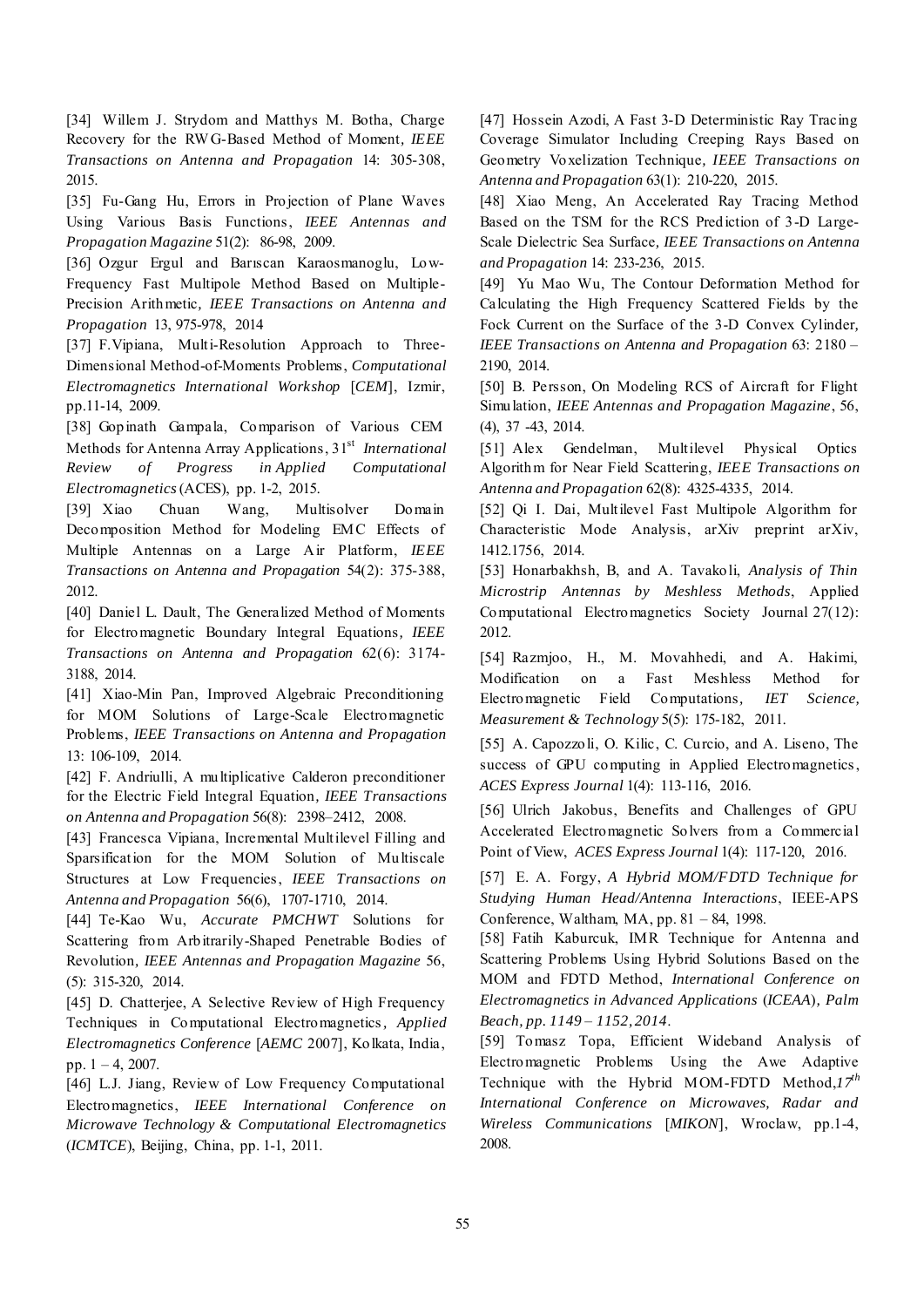[34] Willem J. Strydom and Matthys M. Botha, Charge Recovery for the RWG-Based Method of Moment, *IEEE Transactions on Antenna and Propagation* 14: 305-308, 2015.

[35] Fu-Gang Hu, Errors in Projection of Plane Waves Using Various Basis Functions, *IEEE Antennas and Propagation Magazine* 51(2): 86-98, 2009.

[36] Ozgur Ergul and Barıscan Karaosmanoglu, Low-Frequency Fast Multipole Method Based on Multiple-Precision Arithmetic, *IEEE Transactions on Antenna and Propagation* 13, 975-978, 2014

[37] F.Vipiana, Multi-Resolution Approach to Three-Dimensional Method-of-Moments Problems, *Computational Electromagnetics International Workshop* [*CEM*], Izmir, pp.11-14, 2009.

[38] Gopinath Gampala, Comparison of Various CEM Methods for Antenna Array Applications, 31st *International Review of Progress in Applied Computational Electromagnetics* (ACES), pp. 1-2, 2015.

[39] Xiao Chuan Wang, Multisolver Domain Decomposition Method for Modeling EMC Effects of Multiple Antennas on a Large Air Platform, *IEEE Transactions on Antenna and Propagation* 54(2): 375-388, 2012.

[40] Daniel L. Dault, The Generalized Method of Moments for Electromagnetic Boundary Integral Equations, *IEEE Transactions on Antenna and Propagation* 62(6): 3174-3188, 2014.

[41] Xiao-Min Pan, Improved Algebraic Preconditioning for MOM Solutions of Large-Scale Electromagnetic Problems, *IEEE Transactions on Antenna and Propagation* 13: 106-109, 2014.

[42] F. Andriulli, A multiplicative Calderon preconditioner for the Electric Field Integral Equation, *IEEE Transactions on Antenna and Propagation* 56(8): 2398–2412, 2008.

[43] Francesca Vipiana, Incremental Multilevel Filling and Sparsification for the MOM Solution of Multiscale Structures at Low Frequencies, *IEEE Transactions on Antenna and Propagation* 56(6), 1707-1710, 2014.

[44] Te-Kao Wu, *Accurate PMCHWT* Solutions for Scattering from Arbitrarily-Shaped Penetrable Bodies of Revolution, *IEEE Antennas and Propagation Magazine* 56, (5): 315-320, 2014.

[45] D. Chatterjee, A Selective Review of High Frequency Techniques in Computational Electromagnetics, *Applied Electromagnetics Conference* [*AEMC* 2007], Kolkata, India, pp. 1 – 4, 2007.

[46] L.J. Jiang, Review of Low Frequency Computational Electromagnetics, *IEEE International Conference on Microwave Technology & Computational Electromagnetics* (*ICMTCE*), Beijing, China, pp. 1-1, 2011.

[47] Hossein Azodi, A Fast 3-D Deterministic Ray Tracing Coverage Simulator Including Creeping Rays Based on Geometry Voxelization Technique, *IEEE Transactions on Antenna and Propagation* 63(1): 210-220, 2015.

[48] Xiao Meng, An Accelerated Ray Tracing Method Based on the TSM for the RCS Prediction of 3-D Large-Scale Dielectric Sea Surface, *IEEE Transactions on Antenna and Propagation* 14: 233-236, 2015.

[49] Yu Mao Wu, The Contour Deformation Method for Calculating the High Frequency Scattered Fields by the Fock Current on the Surface of the 3-D Convex Cylinder, *IEEE Transactions on Antenna and Propagation* 63: 2180 – 2190, 2014.

[50] B. Persson, On Modeling RCS of Aircraft for Flight Simulation, *IEEE Antennas and Propagation Magazine*, 56, (4), 37 -43, 2014.

[51] Alex Gendelman, Multilevel Physical Optics Algorithm for Near Field Scattering, *IEEE Transactions on Antenna and Propagation* 62(8): 4325-4335, 2014.

[52] Qi I. Dai, Multilevel Fast Multipole Algorithm for Characteristic Mode Analysis, arXiv preprint arXiv, 1412.1756, 2014.

[53] Honarbakhsh, B, and A. Tavakoli, *Analysis of Thin Microstrip Antennas by Meshless Methods*, Applied Computational Electromagnetics Society Journal 27(12): 2012.

[54] Razmjoo, H., M. Movahhedi, and A. Hakimi, Modification on a Fast Meshless Method for Electromagnetic Field Computations, *IET Science, Measurement & Technology* 5(5): 175-182, 2011.

[55] A. Capozzoli, O. Kilic, C. Curcio, and A. Liseno, The success of GPU computing in Applied Electromagnetics, *ACES Express Journal* 1(4): 113-116, 2016.

[56] Ulrich Jakobus, Benefits and Challenges of GPU Accelerated Electromagnetic Solvers from a Commercial Point of View, *ACES Express Journal* 1(4): 117-120, 2016.

[57] E. A. Forgy, *A Hybrid MOM/FDTD Technique for Studying Human Head/Antenna Interactions*, IEEE-APS Conference, Waltham, MA, pp. 81 – 84, 1998.

[58] Fatih Kaburcuk, IMR Technique for Antenna and Scattering Problems Using Hybrid Solutions Based on the MOM and FDTD Method, *International Conference on Electromagnetics in Advanced Applications* (*ICEAA*), *Palm Beach, pp. 1149 – 1152, 2014*.

[59] Tomasz Topa, Efficient Wideband Analysis of Electromagnetic Problems Using the Awe Adaptive Technique with the Hybrid MOM-FDTD Method, *17th International Conference on Microwaves, Radar and Wireless Communications* [*MIKON*], Wroclaw, pp.1-4, 2008.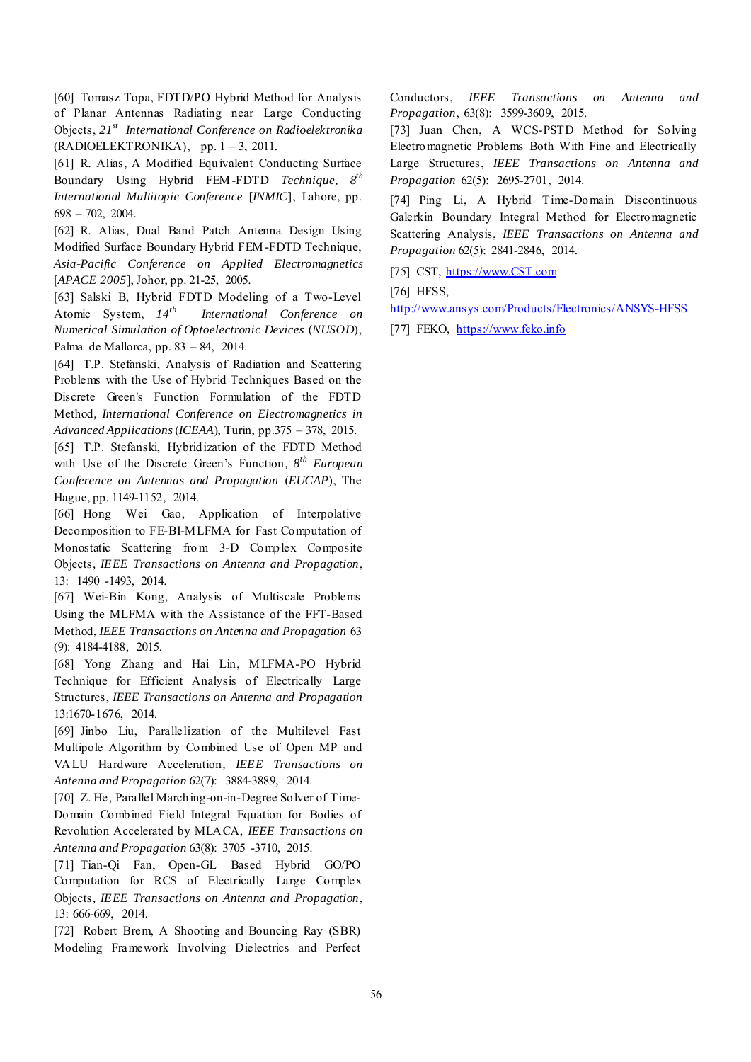[60] Tomasz Topa, FDTD/PO Hybrid Method for Analysis of Planar Antennas Radiating near Large Conducting Objects, *21st International Conference on Radioelektronika* (RADIOELEKTRONIKA), pp. 1 – 3, 2011.

[61] R. Alias, A Modified Equivalent Conducting Surface Boundary Using Hybrid FEM-FDTD *Technique, 8th International Multitopic Conference* [*INMIC*], Lahore, pp. 698 – 702, 2004.

[62] R. Alias, Dual Band Patch Antenna Design Using Modified Surface Boundary Hybrid FEM-FDTD Technique, *Asia-Pacific Conference on Applied Electromagnetics* [*APACE 2005*], Johor, pp. 21-25, 2005.

[63] Salski B, Hybrid FDTD Modeling of a Two-Level Atomic System, *14th International Conference on Numerical Simulation of Optoelectronic Devices* (*NUSOD*), Palma de Mallorca, pp. 83 – 84, 2014.

[64] T.P. Stefanski, Analysis of Radiation and Scattering Problems with the Use of Hybrid Techniques Based on the Discrete Green's Function Formulation of the FDTD Method, *International Conference on Electromagnetics in Advanced Applications* (*ICEAA*), Turin, pp.375 – 378, 2015.

[65] T.P. Stefanski, Hybridization of the FDTD Method with Use of the Discrete Green's Function, *8th European Conference on Antennas and Propagation* (*EUCAP*), The Hague, pp. 1149-1152, 2014.

[66] Hong Wei Gao, Application of Interpolative Decomposition to FE-BI-MLFMA for Fast Computation of Monostatic Scattering from 3-D Complex Composite Objects, *IEEE Transactions on Antenna and Propagation*, 13: 1490 -1493, 2014.

[67] Wei-Bin Kong, Analysis of Multiscale Problems Using the MLFMA with the Assistance of the FFT-Based Method, *IEEE Transactions on Antenna and Propagation* 63 (9): 4184-4188, 2015.

[68] Yong Zhang and Hai Lin, MLFMA-PO Hybrid Technique for Efficient Analysis of Electrically Large Structures, *IEEE Transactions on Antenna and Propagation* 13:1670-1676, 2014.

[69] Jinbo Liu, Parallelization of the Multilevel Fast Multipole Algorithm by Combined Use of Open MP and VALU Hardware Acceleration, *IEEE Transactions on Antenna and Propagation* 62(7): 3884-3889, 2014.

[70] Z. He, Parallel Marching-on-in-Degree Solver of Time-Domain Combined Field Integral Equation for Bodies of Revolution Accelerated by MLACA, *IEEE Transactions on Antenna and Propagation* 63(8): 3705 -3710, 2015.

[71] Tian-Qi Fan, Open-GL Based Hybrid GO/PO Computation for RCS of Electrically Large Complex Objects, *IEEE Transactions on Antenna and Propagation*, 13: 666-669, 2014.

[72] Robert Brem, A Shooting and Bouncing Ray (SBR) Modeling Framework Involving Dielectrics and Perfect Conductors, *IEEE Transactions on Antenna and Propagation*, 63(8): 3599-3609, 2015.

[73] Juan Chen, A WCS-PSTD Method for Solving Electromagnetic Problems Both With Fine and Electrically Large Structures, *IEEE Transactions on Antenna and Propagation* 62(5): 2695-2701, 2014.

[74] Ping Li, A Hybrid Time-Domain Discontinuous Galerkin Boundary Integral Method for Electromagnetic Scattering Analysis, *IEEE Transactions on Antenna and Propagation* 62(5): 2841-2846, 2014.

[75] CST, https://www.CST.com

[76] HFSS, http://www.ansys.com/Products/Electronics/ANSYS-HFSS

[77] FEKO, https://www.feko.info